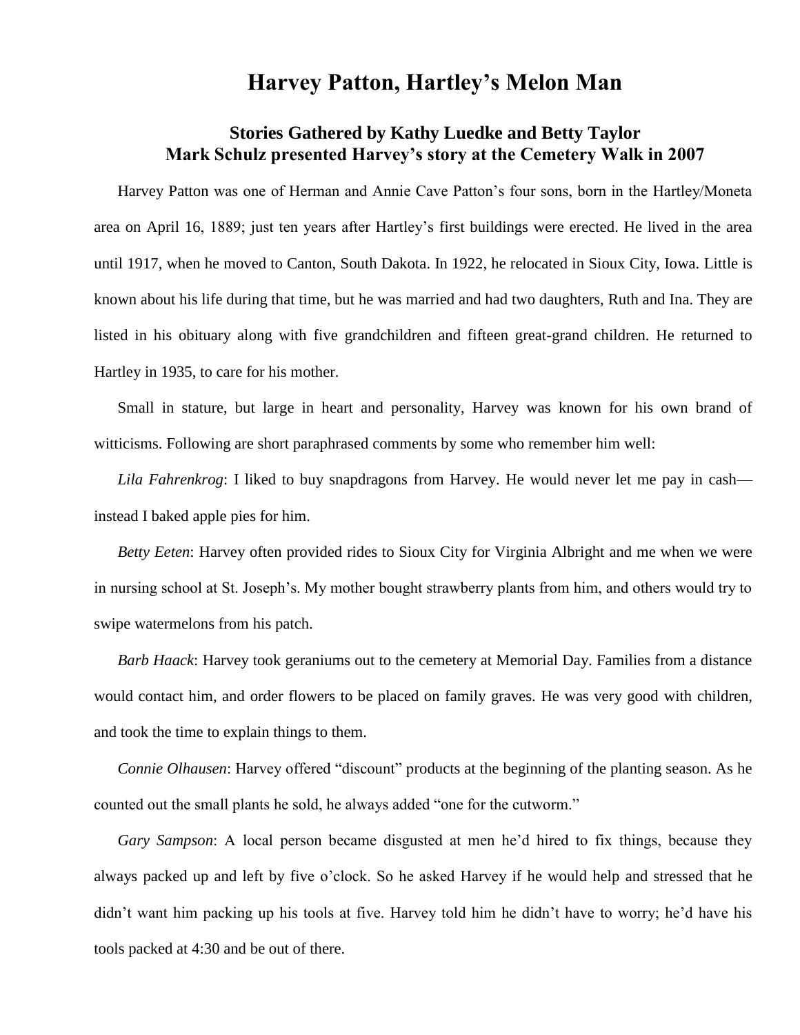# Harvey Patton, Hartley's Melon Man

## Stories Gathered by Kathy Luedke and Betty Taylor
## Mark Schulz presented Harvey's story at the Cemetery Walk in 2007

Harvey Patton was one of Herman and Annie Cave Patton's four sons, born in the Hartley/Moneta area on April 16, 1889; just ten years after Hartley's first buildings were erected. He lived in the area until 1917, when he moved to Canton, South Dakota. In 1922, he relocated in Sioux City, Iowa. Little is known about his life during that time, but he was married and had two daughters, Ruth and Ina. They are listed in his obituary along with five grandchildren and fifteen great-grand children. He returned to Hartley in 1935, to care for his mother.

Small in stature, but large in heart and personality, Harvey was known for his own brand of witticisms. Following are short paraphrased comments by some who remember him well:

*Lila Fahrenkrog*: I liked to buy snapdragons from Harvey. He would never let me pay in cash—instead I baked apple pies for him.

*Betty Eeten*: Harvey often provided rides to Sioux City for Virginia Albright and me when we were in nursing school at St. Joseph's. My mother bought strawberry plants from him, and others would try to swipe watermelons from his patch.

*Barb Haack*: Harvey took geraniums out to the cemetery at Memorial Day. Families from a distance would contact him, and order flowers to be placed on family graves. He was very good with children, and took the time to explain things to them.

*Connie Olhausen*: Harvey offered "discount" products at the beginning of the planting season. As he counted out the small plants he sold, he always added "one for the cutworm."

*Gary Sampson*: A local person became disgusted at men he'd hired to fix things, because they always packed up and left by five o'clock. So he asked Harvey if he would help and stressed that he didn't want him packing up his tools at five. Harvey told him he didn't have to worry; he'd have his tools packed at 4:30 and be out of there.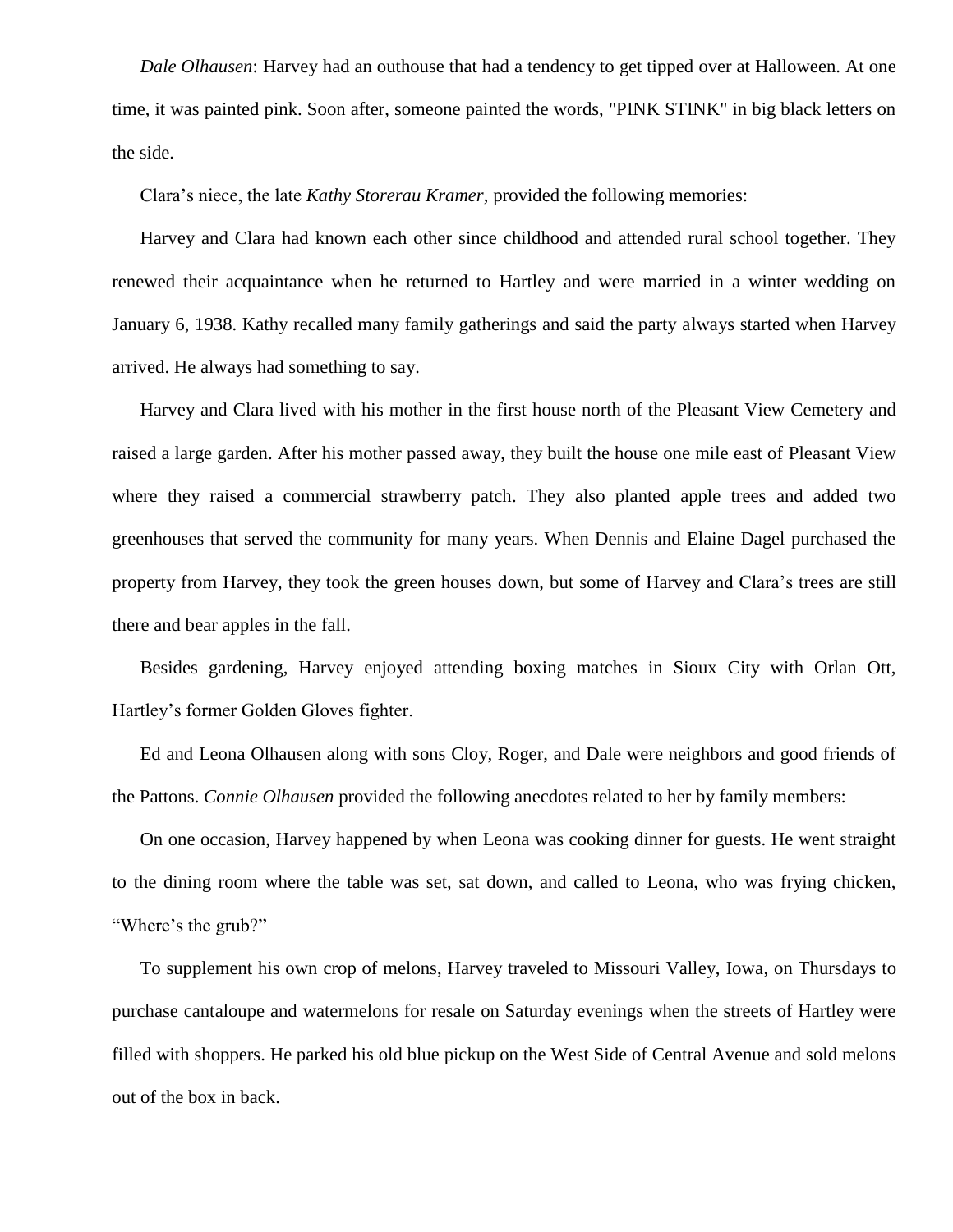*Dale Olhausen*: Harvey had an outhouse that had a tendency to get tipped over at Halloween. At one time, it was painted pink. Soon after, someone painted the words, "PINK STINK" in big black letters on the side.

Clara's niece, the late *Kathy Storerau Kramer*, provided the following memories:

Harvey and Clara had known each other since childhood and attended rural school together. They renewed their acquaintance when he returned to Hartley and were married in a winter wedding on January 6, 1938. Kathy recalled many family gatherings and said the party always started when Harvey arrived. He always had something to say.

Harvey and Clara lived with his mother in the first house north of the Pleasant View Cemetery and raised a large garden. After his mother passed away, they built the house one mile east of Pleasant View where they raised a commercial strawberry patch. They also planted apple trees and added two greenhouses that served the community for many years. When Dennis and Elaine Dagel purchased the property from Harvey, they took the green houses down, but some of Harvey and Clara's trees are still there and bear apples in the fall.

Besides gardening, Harvey enjoyed attending boxing matches in Sioux City with Orlan Ott, Hartley's former Golden Gloves fighter.

Ed and Leona Olhausen along with sons Cloy, Roger, and Dale were neighbors and good friends of the Pattons. *Connie Olhausen* provided the following anecdotes related to her by family members:

On one occasion, Harvey happened by when Leona was cooking dinner for guests. He went straight to the dining room where the table was set, sat down, and called to Leona, who was frying chicken, "Where's the grub?"

To supplement his own crop of melons, Harvey traveled to Missouri Valley, Iowa, on Thursdays to purchase cantaloupe and watermelons for resale on Saturday evenings when the streets of Hartley were filled with shoppers. He parked his old blue pickup on the West Side of Central Avenue and sold melons out of the box in back.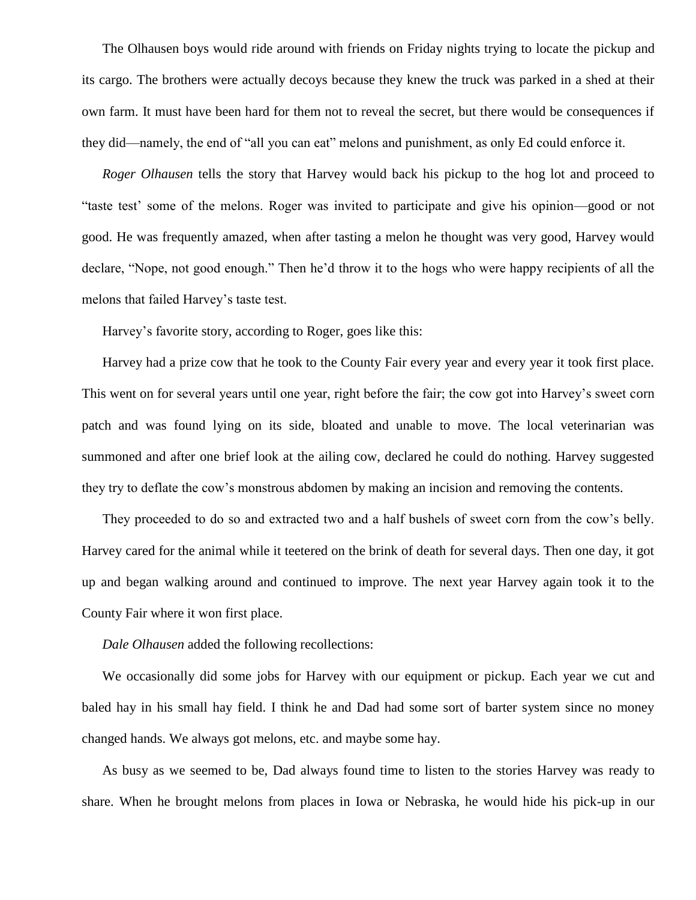The Olhausen boys would ride around with friends on Friday nights trying to locate the pickup and its cargo. The brothers were actually decoys because they knew the truck was parked in a shed at their own farm. It must have been hard for them not to reveal the secret, but there would be consequences if they did—namely, the end of "all you can eat" melons and punishment, as only Ed could enforce it.

*Roger Olhausen* tells the story that Harvey would back his pickup to the hog lot and proceed to "taste test' some of the melons. Roger was invited to participate and give his opinion—good or not good. He was frequently amazed, when after tasting a melon he thought was very good, Harvey would declare, "Nope, not good enough." Then he'd throw it to the hogs who were happy recipients of all the melons that failed Harvey's taste test.

Harvey's favorite story, according to Roger, goes like this:

Harvey had a prize cow that he took to the County Fair every year and every year it took first place. This went on for several years until one year, right before the fair; the cow got into Harvey's sweet corn patch and was found lying on its side, bloated and unable to move. The local veterinarian was summoned and after one brief look at the ailing cow, declared he could do nothing. Harvey suggested they try to deflate the cow's monstrous abdomen by making an incision and removing the contents.

They proceeded to do so and extracted two and a half bushels of sweet corn from the cow's belly. Harvey cared for the animal while it teetered on the brink of death for several days. Then one day, it got up and began walking around and continued to improve. The next year Harvey again took it to the County Fair where it won first place.

*Dale Olhausen* added the following recollections:

We occasionally did some jobs for Harvey with our equipment or pickup. Each year we cut and baled hay in his small hay field. I think he and Dad had some sort of barter system since no money changed hands. We always got melons, etc. and maybe some hay.

As busy as we seemed to be, Dad always found time to listen to the stories Harvey was ready to share. When he brought melons from places in Iowa or Nebraska, he would hide his pick-up in our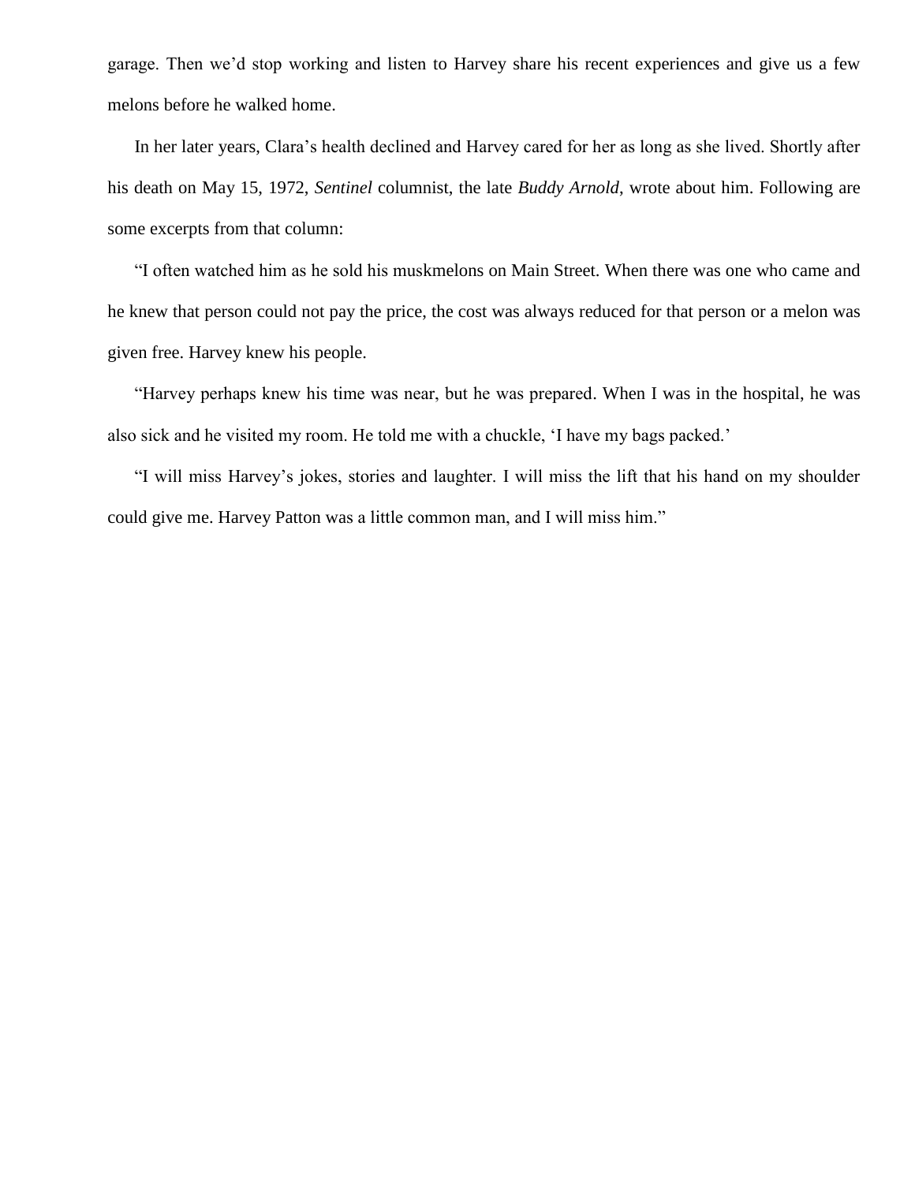garage. Then we'd stop working and listen to Harvey share his recent experiences and give us a few melons before he walked home.

In her later years, Clara's health declined and Harvey cared for her as long as she lived. Shortly after his death on May 15, 1972, *Sentinel* columnist, the late *Buddy Arnold*, wrote about him. Following are some excerpts from that column:

"I often watched him as he sold his muskmelons on Main Street. When there was one who came and he knew that person could not pay the price, the cost was always reduced for that person or a melon was given free. Harvey knew his people.

"Harvey perhaps knew his time was near, but he was prepared. When I was in the hospital, he was also sick and he visited my room. He told me with a chuckle, 'I have my bags packed.'

"I will miss Harvey's jokes, stories and laughter. I will miss the lift that his hand on my shoulder could give me. Harvey Patton was a little common man, and I will miss him."